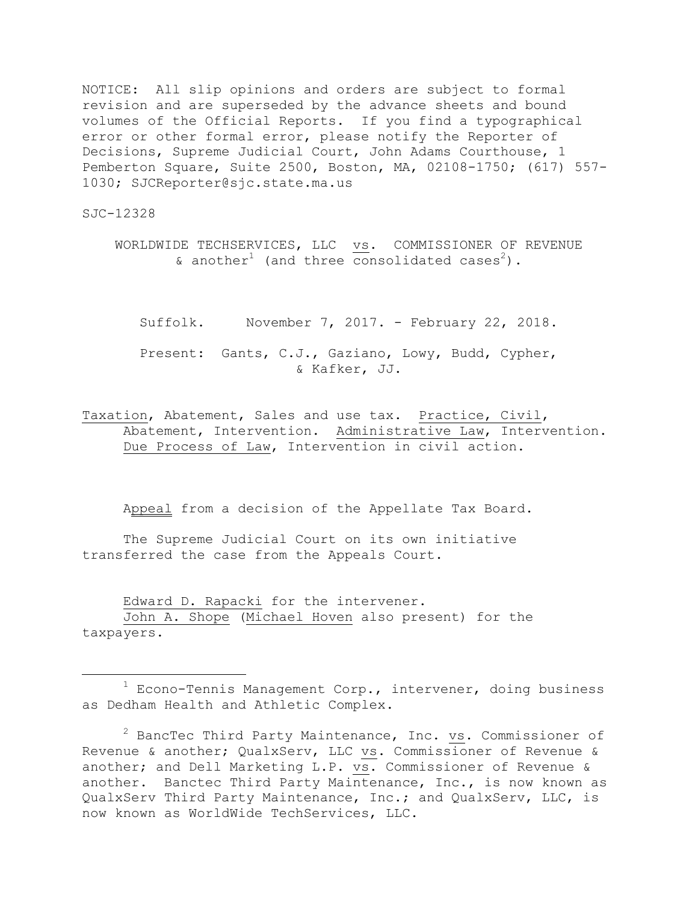NOTICE: All slip opinions and orders are subject to formal revision and are superseded by the advance sheets and bound volumes of the Official Reports. If you find a typographical error or other formal error, please notify the Reporter of Decisions, Supreme Judicial Court, John Adams Courthouse, 1 Pemberton Square, Suite 2500, Boston, MA, 02108-1750; (617) 557-1030; SJCReporter@sjc.state.ma.us

SJC-12328

WORLDWIDE TECHSERVICES, LLC vs. COMMISSIONER OF REVENUE & another[1] (and three consolidated cases[2]).

Suffolk. November 7, 2017. - February 22, 2018.

Present: Gants, C.J., Gaziano, Lowy, Budd, Cypher, & Kafker, JJ.

Taxation, Abatement, Sales and use tax. Practice, Civil, Abatement, Intervention. Administrative Law, Intervention. Due Process of Law, Intervention in civil action.

Appeal from a decision of the Appellate Tax Board.

The Supreme Judicial Court on its own initiative transferred the case from the Appeals Court.

Edward D. Rapacki for the intervener.
John A. Shope (Michael Hoven also present) for the taxpayers.

---

[1] Econo-Tennis Management Corp., intervener, doing business as Dedham Health and Athletic Complex.

[2] BancTec Third Party Maintenance, Inc. vs. Commissioner of Revenue & another; QualxServ, LLC vs. Commissioner of Revenue & another; and Dell Marketing L.P. vs. Commissioner of Revenue & another. Banctec Third Party Maintenance, Inc., is now known as QualxServ Third Party Maintenance, Inc.; and QualxServ, LLC, is now known as WorldWide TechServices, LLC.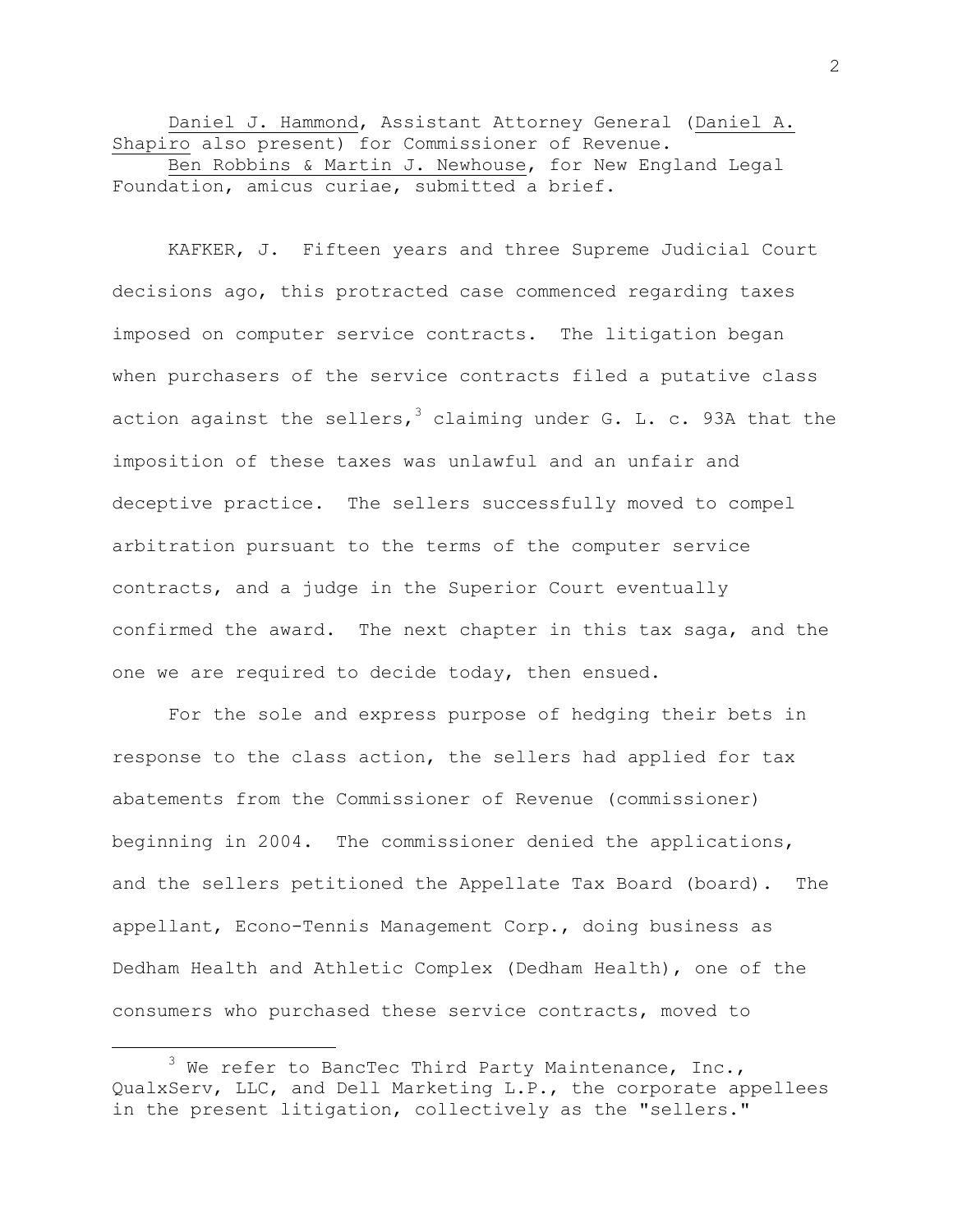Daniel J. Hammond, Assistant Attorney General (Daniel A. Shapiro also present) for Commissioner of Revenue.

Ben Robbins & Martin J. Newhouse, for New England Legal Foundation, amicus curiae, submitted a brief.

KAFKER, J. Fifteen years and three Supreme Judicial Court decisions ago, this protracted case commenced regarding taxes imposed on computer service contracts. The litigation began when purchasers of the service contracts filed a putative class action against the sellers,[3] claiming under G. L. c. 93A that the imposition of these taxes was unlawful and an unfair and deceptive practice. The sellers successfully moved to compel arbitration pursuant to the terms of the computer service contracts, and a judge in the Superior Court eventually confirmed the award. The next chapter in this tax saga, and the one we are required to decide today, then ensued.

For the sole and express purpose of hedging their bets in response to the class action, the sellers had applied for tax abatements from the Commissioner of Revenue (commissioner) beginning in 2004. The commissioner denied the applications, and the sellers petitioned the Appellate Tax Board (board). The appellant, Econo-Tennis Management Corp., doing business as Dedham Health and Athletic Complex (Dedham Health), one of the consumers who purchased these service contracts, moved to

---

[3] We refer to BancTec Third Party Maintenance, Inc., QualxServ, LLC, and Dell Marketing L.P., the corporate appellees in the present litigation, collectively as the "sellers."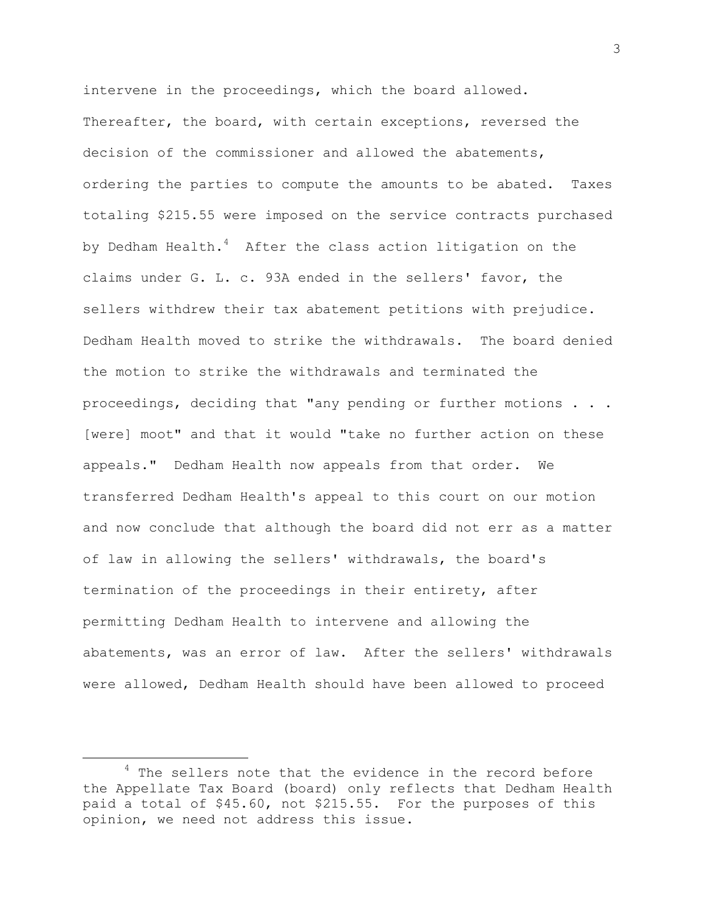intervene in the proceedings, which the board allowed. Thereafter, the board, with certain exceptions, reversed the decision of the commissioner and allowed the abatements, ordering the parties to compute the amounts to be abated. Taxes totaling $215.55 were imposed on the service contracts purchased by Dedham Health.[4] After the class action litigation on the claims under G. L. c. 93A ended in the sellers' favor, the sellers withdrew their tax abatement petitions with prejudice. Dedham Health moved to strike the withdrawals. The board denied the motion to strike the withdrawals and terminated the proceedings, deciding that "any pending or further motions . . . [were] moot" and that it would "take no further action on these appeals." Dedham Health now appeals from that order. We transferred Dedham Health's appeal to this court on our motion and now conclude that although the board did not err as a matter of law in allowing the sellers' withdrawals, the board's termination of the proceedings in their entirety, after permitting Dedham Health to intervene and allowing the abatements, was an error of law. After the sellers' withdrawals were allowed, Dedham Health should have been allowed to proceed

[4] The sellers note that the evidence in the record before the Appellate Tax Board (board) only reflects that Dedham Health paid a total of $45.60, not $215.55. For the purposes of this opinion, we need not address this issue.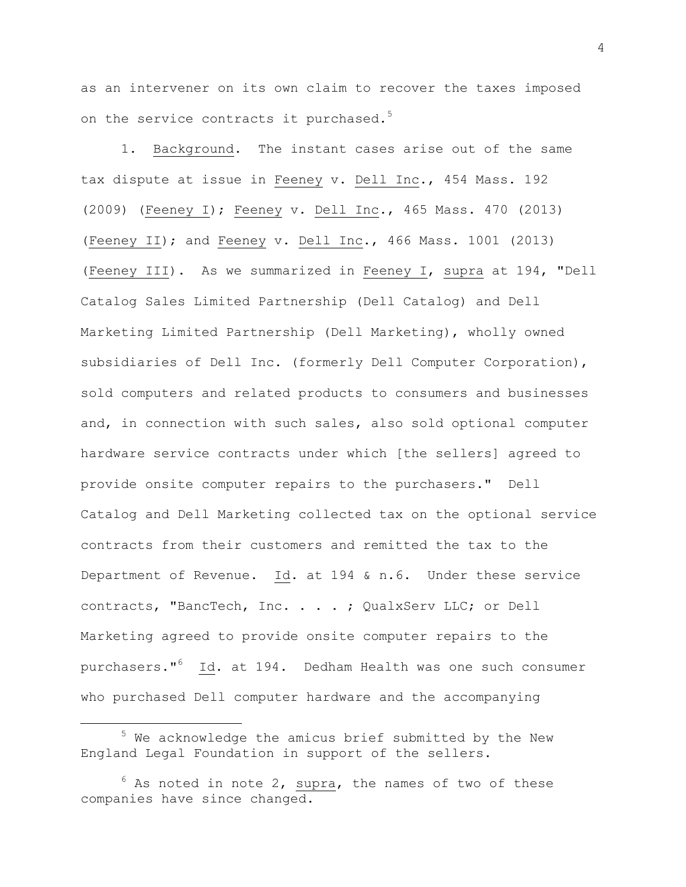as an intervener on its own claim to recover the taxes imposed on the service contracts it purchased.[5]

1. Background. The instant cases arise out of the same tax dispute at issue in Feeney v. Dell Inc., 454 Mass. 192 (2009) (Feeney I); Feeney v. Dell Inc., 465 Mass. 470 (2013) (Feeney II); and Feeney v. Dell Inc., 466 Mass. 1001 (2013) (Feeney III). As we summarized in Feeney I, supra at 194, "Dell Catalog Sales Limited Partnership (Dell Catalog) and Dell Marketing Limited Partnership (Dell Marketing), wholly owned subsidiaries of Dell Inc. (formerly Dell Computer Corporation), sold computers and related products to consumers and businesses and, in connection with such sales, also sold optional computer hardware service contracts under which [the sellers] agreed to provide onsite computer repairs to the purchasers." Dell Catalog and Dell Marketing collected tax on the optional service contracts from their customers and remitted the tax to the Department of Revenue. Id. at 194 & n.6. Under these service contracts, "BancTech, Inc. . . . ; QualxServ LLC; or Dell Marketing agreed to provide onsite computer repairs to the purchasers."[6] Id. at 194. Dedham Health was one such consumer who purchased Dell computer hardware and the accompanying

---

[5] We acknowledge the amicus brief submitted by the New England Legal Foundation in support of the sellers.

[6] As noted in note 2, supra, the names of two of these companies have since changed.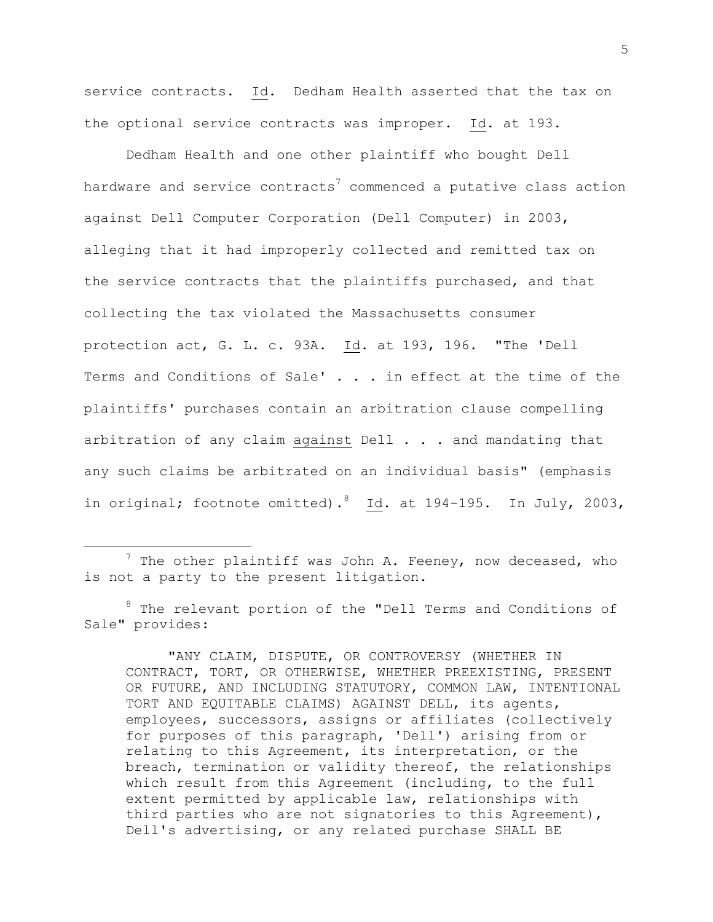service contracts. Id. Dedham Health asserted that the tax on the optional service contracts was improper. Id. at 193.

Dedham Health and one other plaintiff who bought Dell hardware and service contracts[7] commenced a putative class action against Dell Computer Corporation (Dell Computer) in 2003, alleging that it had improperly collected and remitted tax on the service contracts that the plaintiffs purchased, and that collecting the tax violated the Massachusetts consumer protection act, G. L. c. 93A. Id. at 193, 196. "The 'Dell Terms and Conditions of Sale' . . . in effect at the time of the plaintiffs' purchases contain an arbitration clause compelling arbitration of any claim against Dell . . . and mandating that any such claims be arbitrated on an individual basis" (emphasis in original; footnote omitted).[8] Id. at 194-195. In July, 2003,

---

[7] The other plaintiff was John A. Feeney, now deceased, who is not a party to the present litigation.

[8] The relevant portion of the "Dell Terms and Conditions of Sale" provides:

> "ANY CLAIM, DISPUTE, OR CONTROVERSY (WHETHER IN CONTRACT, TORT, OR OTHERWISE, WHETHER PREEXISTING, PRESENT OR FUTURE, AND INCLUDING STATUTORY, COMMON LAW, INTENTIONAL TORT AND EQUITABLE CLAIMS) AGAINST DELL, its agents, employees, successors, assigns or affiliates (collectively for purposes of this paragraph, 'Dell') arising from or relating to this Agreement, its interpretation, or the breach, termination or validity thereof, the relationships which result from this Agreement (including, to the full extent permitted by applicable law, relationships with third parties who are not signatories to this Agreement), Dell's advertising, or any related purchase SHALL BE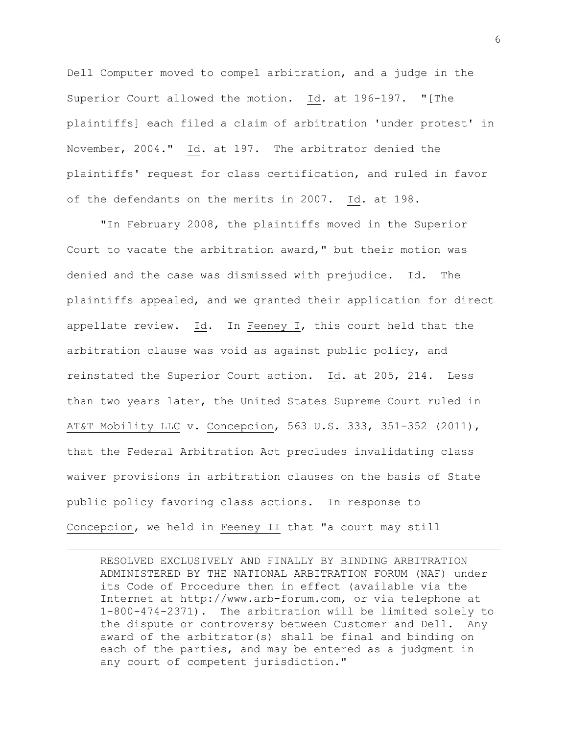Dell Computer moved to compel arbitration, and a judge in the Superior Court allowed the motion. Id. at 196-197. "[The plaintiffs] each filed a claim of arbitration 'under protest' in November, 2004." Id. at 197. The arbitrator denied the plaintiffs' request for class certification, and ruled in favor of the defendants on the merits in 2007. Id. at 198.

"In February 2008, the plaintiffs moved in the Superior Court to vacate the arbitration award," but their motion was denied and the case was dismissed with prejudice. Id. The plaintiffs appealed, and we granted their application for direct appellate review. Id. In Feeney I, this court held that the arbitration clause was void as against public policy, and reinstated the Superior Court action. Id. at 205, 214. Less than two years later, the United States Supreme Court ruled in AT&T Mobility LLC v. Concepcion, 563 U.S. 333, 351-352 (2011), that the Federal Arbitration Act precludes invalidating class waiver provisions in arbitration clauses on the basis of State public policy favoring class actions. In response to Concepcion, we held in Feeney II that "a court may still

---

RESOLVED EXCLUSIVELY AND FINALLY BY BINDING ARBITRATION ADMINISTERED BY THE NATIONAL ARBITRATION FORUM (NAF) under its Code of Procedure then in effect (available via the Internet at http://www.arb-forum.com, or via telephone at 1-800-474-2371). The arbitration will be limited solely to the dispute or controversy between Customer and Dell. Any award of the arbitrator(s) shall be final and binding on each of the parties, and may be entered as a judgment in any court of competent jurisdiction."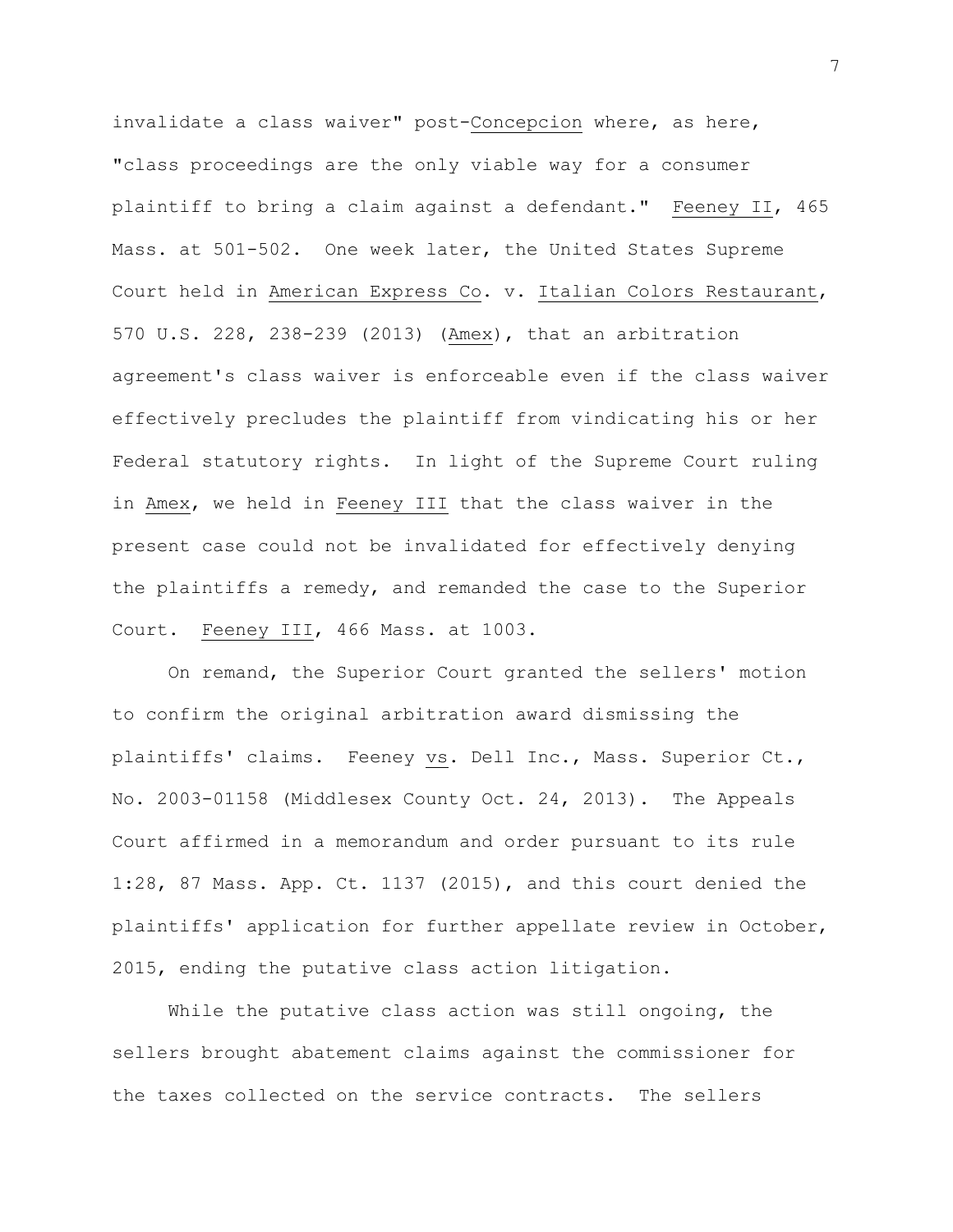invalidate a class waiver" post-*Concepcion* where, as here, "class proceedings are the only viable way for a consumer plaintiff to bring a claim against a defendant." *Feeney II*, 465 Mass. at 501-502. One week later, the United States Supreme Court held in *American Express Co*. v. *Italian Colors Restaurant*, 570 U.S. 228, 238-239 (2013) (*Amex*), that an arbitration agreement's class waiver is enforceable even if the class waiver effectively precludes the plaintiff from vindicating his or her Federal statutory rights. In light of the Supreme Court ruling in *Amex*, we held in *Feeney III* that the class waiver in the present case could not be invalidated for effectively denying the plaintiffs a remedy, and remanded the case to the Superior Court. *Feeney III*, 466 Mass. at 1003.

On remand, the Superior Court granted the sellers' motion to confirm the original arbitration award dismissing the plaintiffs' claims. Feeney *vs*. Dell Inc., Mass. Superior Ct., No. 2003-01158 (Middlesex County Oct. 24, 2013). The Appeals Court affirmed in a memorandum and order pursuant to its rule 1:28, 87 Mass. App. Ct. 1137 (2015), and this court denied the plaintiffs' application for further appellate review in October, 2015, ending the putative class action litigation.

While the putative class action was still ongoing, the sellers brought abatement claims against the commissioner for the taxes collected on the service contracts. The sellers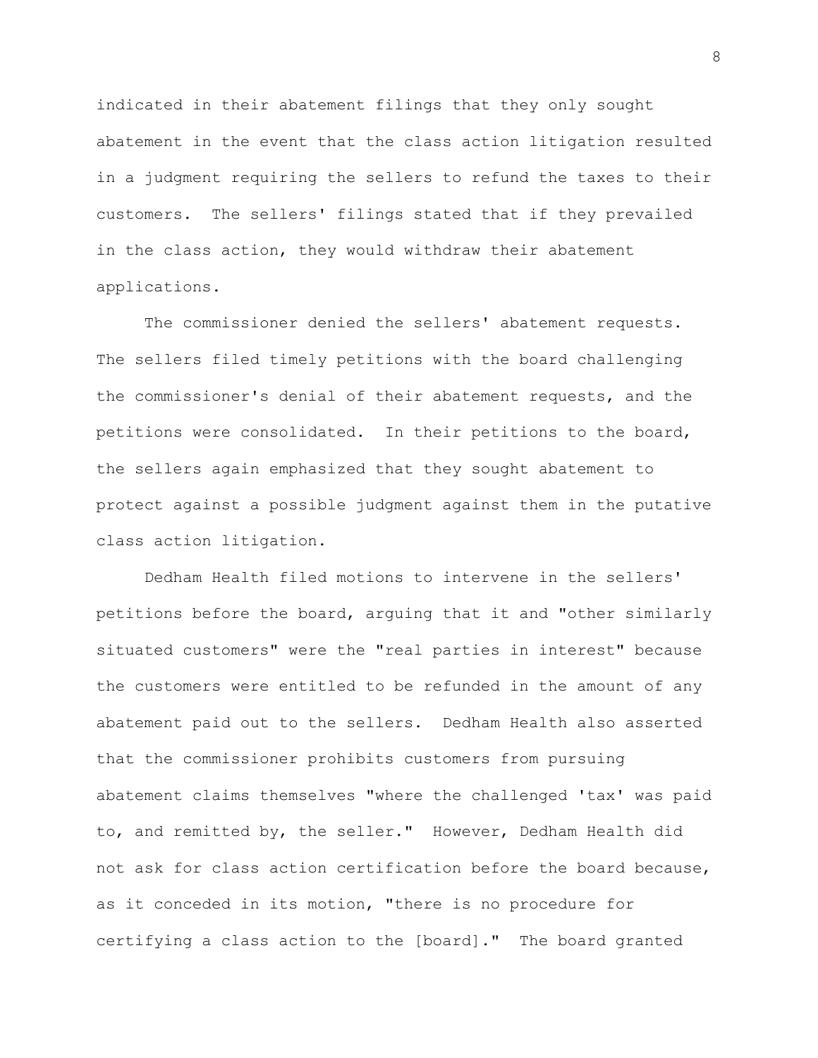indicated in their abatement filings that they only sought abatement in the event that the class action litigation resulted in a judgment requiring the sellers to refund the taxes to their customers. The sellers' filings stated that if they prevailed in the class action, they would withdraw their abatement applications.

The commissioner denied the sellers' abatement requests. The sellers filed timely petitions with the board challenging the commissioner's denial of their abatement requests, and the petitions were consolidated. In their petitions to the board, the sellers again emphasized that they sought abatement to protect against a possible judgment against them in the putative class action litigation.

Dedham Health filed motions to intervene in the sellers' petitions before the board, arguing that it and "other similarly situated customers" were the "real parties in interest" because the customers were entitled to be refunded in the amount of any abatement paid out to the sellers. Dedham Health also asserted that the commissioner prohibits customers from pursuing abatement claims themselves "where the challenged 'tax' was paid to, and remitted by, the seller." However, Dedham Health did not ask for class action certification before the board because, as it conceded in its motion, "there is no procedure for certifying a class action to the [board]." The board granted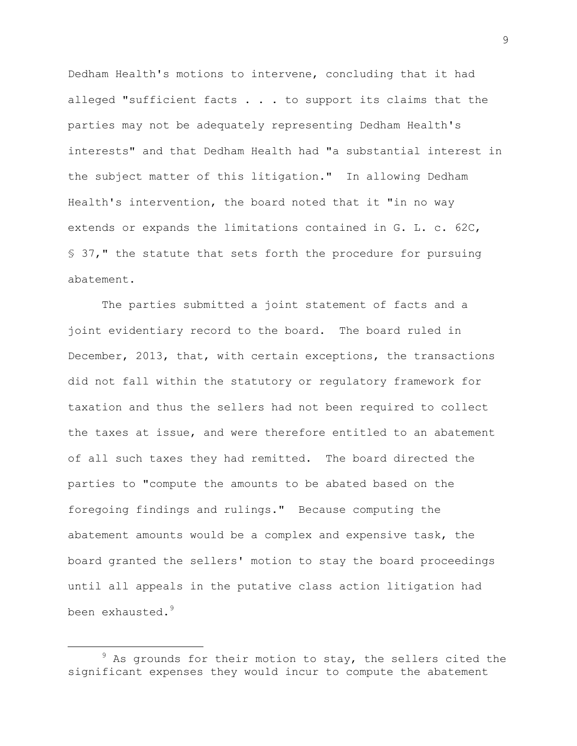Dedham Health's motions to intervene, concluding that it had alleged "sufficient facts . . . to support its claims that the parties may not be adequately representing Dedham Health's interests" and that Dedham Health had "a substantial interest in the subject matter of this litigation." In allowing Dedham Health's intervention, the board noted that it "in no way extends or expands the limitations contained in G. L. c. 62C, § 37," the statute that sets forth the procedure for pursuing abatement.

The parties submitted a joint statement of facts and a joint evidentiary record to the board. The board ruled in December, 2013, that, with certain exceptions, the transactions did not fall within the statutory or regulatory framework for taxation and thus the sellers had not been required to collect the taxes at issue, and were therefore entitled to an abatement of all such taxes they had remitted. The board directed the parties to "compute the amounts to be abated based on the foregoing findings and rulings." Because computing the abatement amounts would be a complex and expensive task, the board granted the sellers' motion to stay the board proceedings until all appeals in the putative class action litigation had been exhausted.[9]

---

[9] As grounds for their motion to stay, the sellers cited the significant expenses they would incur to compute the abatement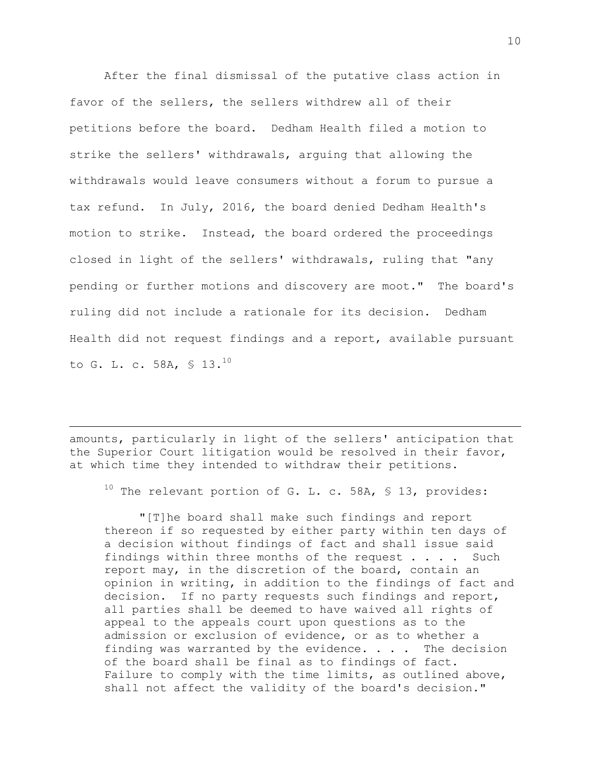After the final dismissal of the putative class action in favor of the sellers, the sellers withdrew all of their petitions before the board. Dedham Health filed a motion to strike the sellers' withdrawals, arguing that allowing the withdrawals would leave consumers without a forum to pursue a tax refund. In July, 2016, the board denied Dedham Health's motion to strike. Instead, the board ordered the proceedings closed in light of the sellers' withdrawals, ruling that "any pending or further motions and discovery are moot." The board's ruling did not include a rationale for its decision. Dedham Health did not request findings and a report, available pursuant to G. L. c. 58A, § 13.[10]

---

amounts, particularly in light of the sellers' anticipation that the Superior Court litigation would be resolved in their favor, at which time they intended to withdraw their petitions.

[10] The relevant portion of G. L. c. 58A, § 13, provides:

> "[T]he board shall make such findings and report thereon if so requested by either party within ten days of a decision without findings of fact and shall issue said findings within three months of the request . . . . Such report may, in the discretion of the board, contain an opinion in writing, in addition to the findings of fact and decision. If no party requests such findings and report, all parties shall be deemed to have waived all rights of appeal to the appeals court upon questions as to the admission or exclusion of evidence, or as to whether a finding was warranted by the evidence. . . . The decision of the board shall be final as to findings of fact. Failure to comply with the time limits, as outlined above, shall not affect the validity of the board's decision."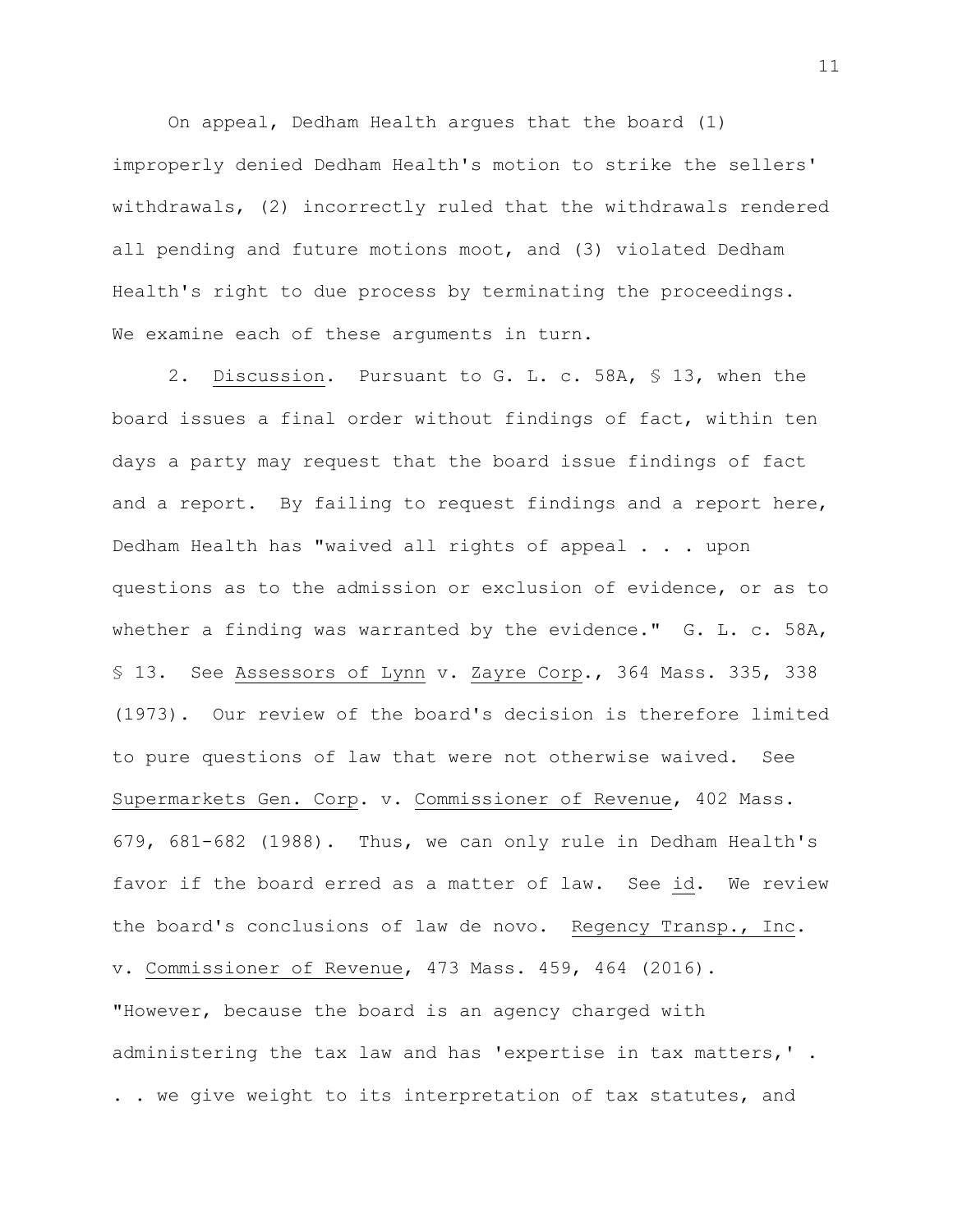On appeal, Dedham Health argues that the board (1) improperly denied Dedham Health's motion to strike the sellers' withdrawals, (2) incorrectly ruled that the withdrawals rendered all pending and future motions moot, and (3) violated Dedham Health's right to due process by terminating the proceedings. We examine each of these arguments in turn.

2. Discussion. Pursuant to G. L. c. 58A, § 13, when the board issues a final order without findings of fact, within ten days a party may request that the board issue findings of fact and a report. By failing to request findings and a report here, Dedham Health has "waived all rights of appeal . . . upon questions as to the admission or exclusion of evidence, or as to whether a finding was warranted by the evidence." G. L. c. 58A, § 13. See Assessors of Lynn v. Zayre Corp., 364 Mass. 335, 338 (1973). Our review of the board's decision is therefore limited to pure questions of law that were not otherwise waived. See Supermarkets Gen. Corp. v. Commissioner of Revenue, 402 Mass. 679, 681-682 (1988). Thus, we can only rule in Dedham Health's favor if the board erred as a matter of law. See id. We review the board's conclusions of law de novo. Regency Transp., Inc. v. Commissioner of Revenue, 473 Mass. 459, 464 (2016). "However, because the board is an agency charged with administering the tax law and has 'expertise in tax matters,' . . . we give weight to its interpretation of tax statutes, and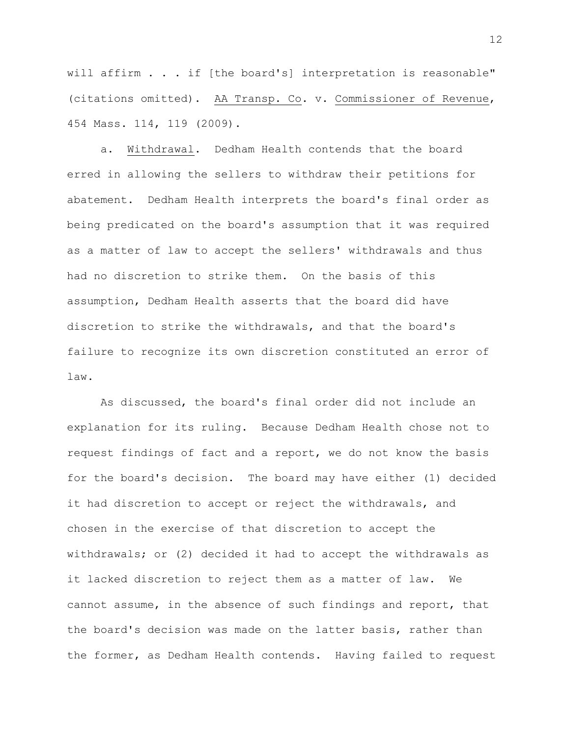will affirm . . . if [the board's] interpretation is reasonable" (citations omitted). AA Transp. Co. v. Commissioner of Revenue, 454 Mass. 114, 119 (2009).

a. Withdrawal. Dedham Health contends that the board erred in allowing the sellers to withdraw their petitions for abatement. Dedham Health interprets the board's final order as being predicated on the board's assumption that it was required as a matter of law to accept the sellers' withdrawals and thus had no discretion to strike them. On the basis of this assumption, Dedham Health asserts that the board did have discretion to strike the withdrawals, and that the board's failure to recognize its own discretion constituted an error of law.

As discussed, the board's final order did not include an explanation for its ruling. Because Dedham Health chose not to request findings of fact and a report, we do not know the basis for the board's decision. The board may have either (1) decided it had discretion to accept or reject the withdrawals, and chosen in the exercise of that discretion to accept the withdrawals; or (2) decided it had to accept the withdrawals as it lacked discretion to reject them as a matter of law. We cannot assume, in the absence of such findings and report, that the board's decision was made on the latter basis, rather than the former, as Dedham Health contends. Having failed to request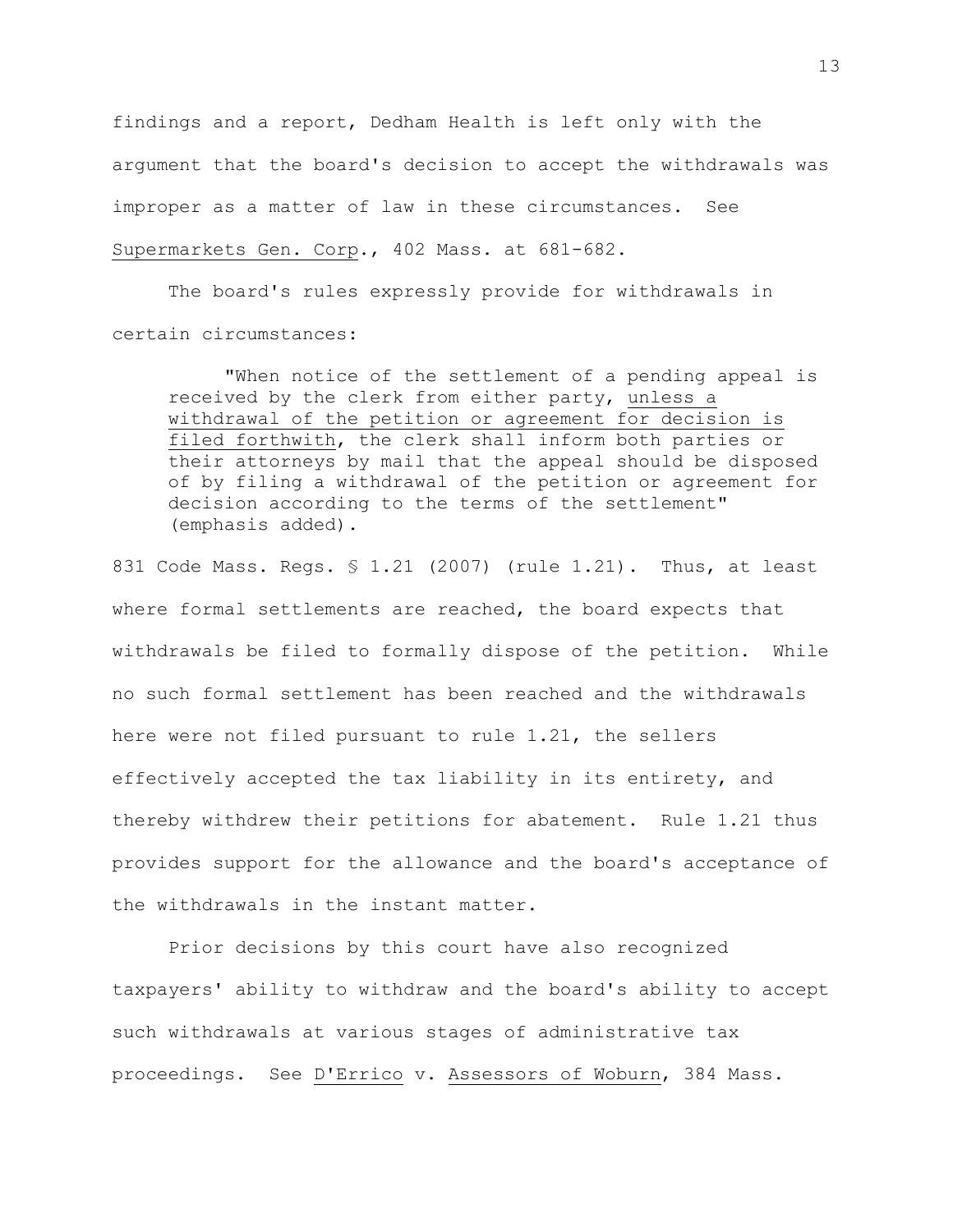findings and a report, Dedham Health is left only with the argument that the board's decision to accept the withdrawals was improper as a matter of law in these circumstances. See Supermarkets Gen. Corp., 402 Mass. at 681-682.

The board's rules expressly provide for withdrawals in certain circumstances:

> "When notice of the settlement of a pending appeal is received by the clerk from either party, unless a withdrawal of the petition or agreement for decision is filed forthwith, the clerk shall inform both parties or their attorneys by mail that the appeal should be disposed of by filing a withdrawal of the petition or agreement for decision according to the terms of the settlement" (emphasis added).

831 Code Mass. Regs. § 1.21 (2007) (rule 1.21). Thus, at least where formal settlements are reached, the board expects that withdrawals be filed to formally dispose of the petition. While no such formal settlement has been reached and the withdrawals here were not filed pursuant to rule 1.21, the sellers effectively accepted the tax liability in its entirety, and thereby withdrew their petitions for abatement. Rule 1.21 thus provides support for the allowance and the board's acceptance of the withdrawals in the instant matter.

Prior decisions by this court have also recognized taxpayers' ability to withdraw and the board's ability to accept such withdrawals at various stages of administrative tax proceedings. See D'Errico v. Assessors of Woburn, 384 Mass.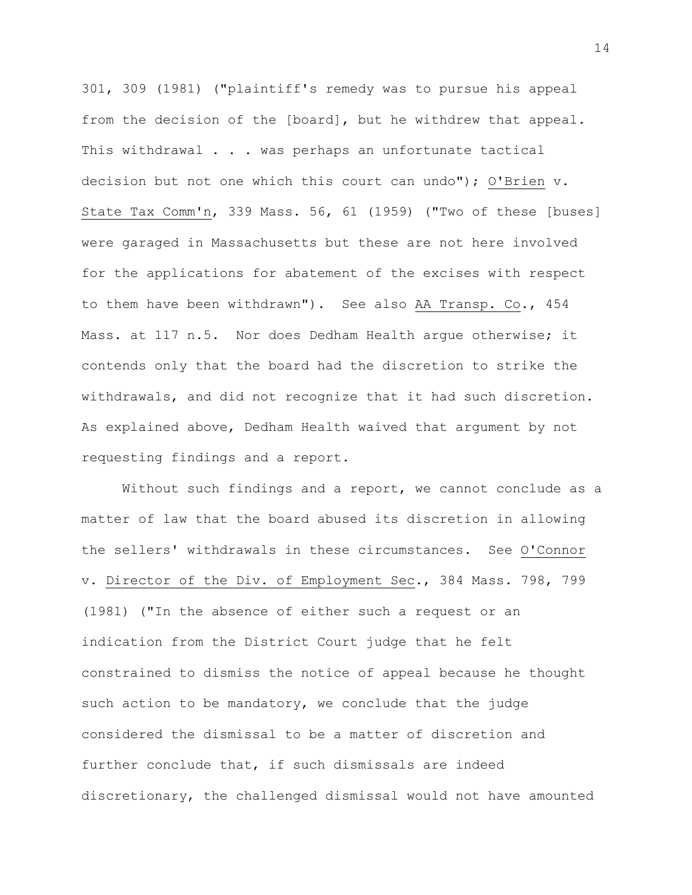301, 309 (1981) ("plaintiff's remedy was to pursue his appeal from the decision of the [board], but he withdrew that appeal. This withdrawal . . . was perhaps an unfortunate tactical decision but not one which this court can undo"); O'Brien v. State Tax Comm'n, 339 Mass. 56, 61 (1959) ("Two of these [buses] were garaged in Massachusetts but these are not here involved for the applications for abatement of the excises with respect to them have been withdrawn"). See also AA Transp. Co., 454 Mass. at 117 n.5. Nor does Dedham Health argue otherwise; it contends only that the board had the discretion to strike the withdrawals, and did not recognize that it had such discretion. As explained above, Dedham Health waived that argument by not requesting findings and a report.

Without such findings and a report, we cannot conclude as a matter of law that the board abused its discretion in allowing the sellers' withdrawals in these circumstances. See O'Connor v. Director of the Div. of Employment Sec., 384 Mass. 798, 799 (1981) ("In the absence of either such a request or an indication from the District Court judge that he felt constrained to dismiss the notice of appeal because he thought such action to be mandatory, we conclude that the judge considered the dismissal to be a matter of discretion and further conclude that, if such dismissals are indeed discretionary, the challenged dismissal would not have amounted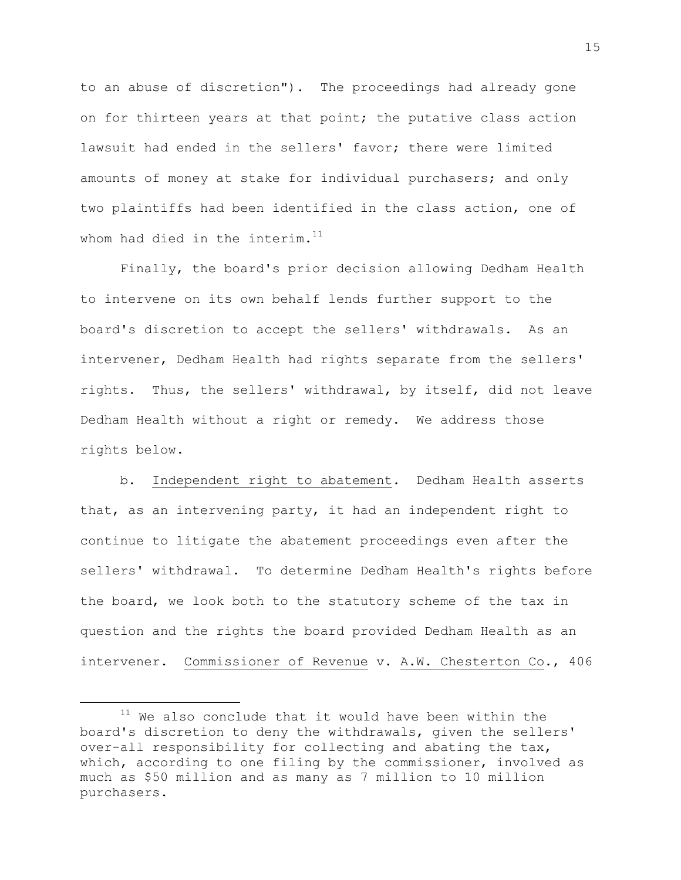to an abuse of discretion"). The proceedings had already gone on for thirteen years at that point; the putative class action lawsuit had ended in the sellers' favor; there were limited amounts of money at stake for individual purchasers; and only two plaintiffs had been identified in the class action, one of whom had died in the interim.[11]

Finally, the board's prior decision allowing Dedham Health to intervene on its own behalf lends further support to the board's discretion to accept the sellers' withdrawals. As an intervener, Dedham Health had rights separate from the sellers' rights. Thus, the sellers' withdrawal, by itself, did not leave Dedham Health without a right or remedy. We address those rights below.

b. Independent right to abatement. Dedham Health asserts that, as an intervening party, it had an independent right to continue to litigate the abatement proceedings even after the sellers' withdrawal. To determine Dedham Health's rights before the board, we look both to the statutory scheme of the tax in question and the rights the board provided Dedham Health as an intervener. Commissioner of Revenue v. A.W. Chesterton Co., 406

[11] We also conclude that it would have been within the board's discretion to deny the withdrawals, given the sellers' over-all responsibility for collecting and abating the tax, which, according to one filing by the commissioner, involved as much as $50 million and as many as 7 million to 10 million purchasers.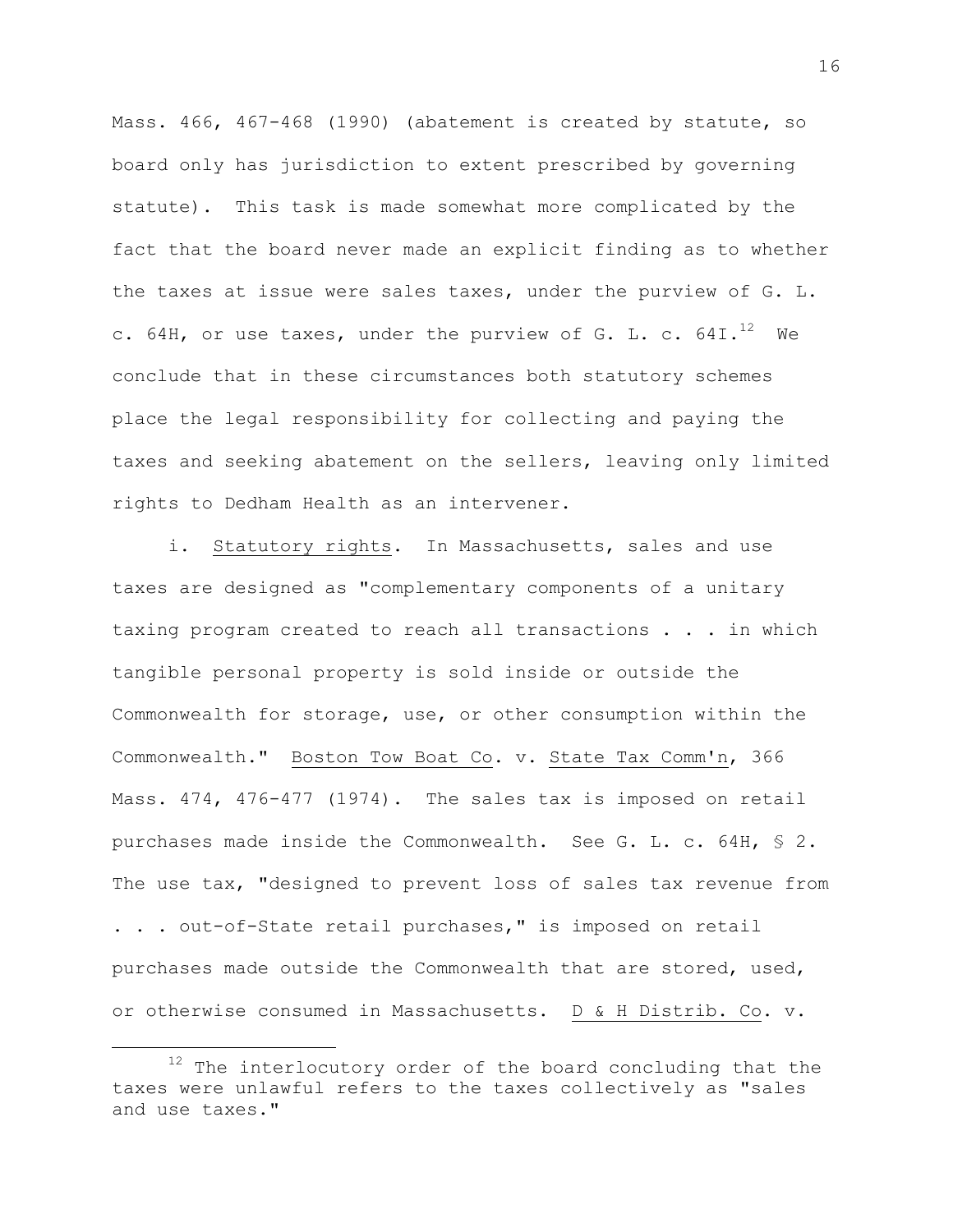Mass. 466, 467-468 (1990) (abatement is created by statute, so board only has jurisdiction to extent prescribed by governing statute). This task is made somewhat more complicated by the fact that the board never made an explicit finding as to whether the taxes at issue were sales taxes, under the purview of G. L. c. 64H, or use taxes, under the purview of G. L. c. 64I.[12] We conclude that in these circumstances both statutory schemes place the legal responsibility for collecting and paying the taxes and seeking abatement on the sellers, leaving only limited rights to Dedham Health as an intervener.

i. Statutory rights. In Massachusetts, sales and use taxes are designed as "complementary components of a unitary taxing program created to reach all transactions . . . in which tangible personal property is sold inside or outside the Commonwealth for storage, use, or other consumption within the Commonwealth." Boston Tow Boat Co. v. State Tax Comm'n, 366 Mass. 474, 476-477 (1974). The sales tax is imposed on retail purchases made inside the Commonwealth. See G. L. c. 64H, § 2. The use tax, "designed to prevent loss of sales tax revenue from . . . out-of-State retail purchases," is imposed on retail purchases made outside the Commonwealth that are stored, used, or otherwise consumed in Massachusetts. D & H Distrib. Co. v.

---

[12] The interlocutory order of the board concluding that the taxes were unlawful refers to the taxes collectively as "sales and use taxes."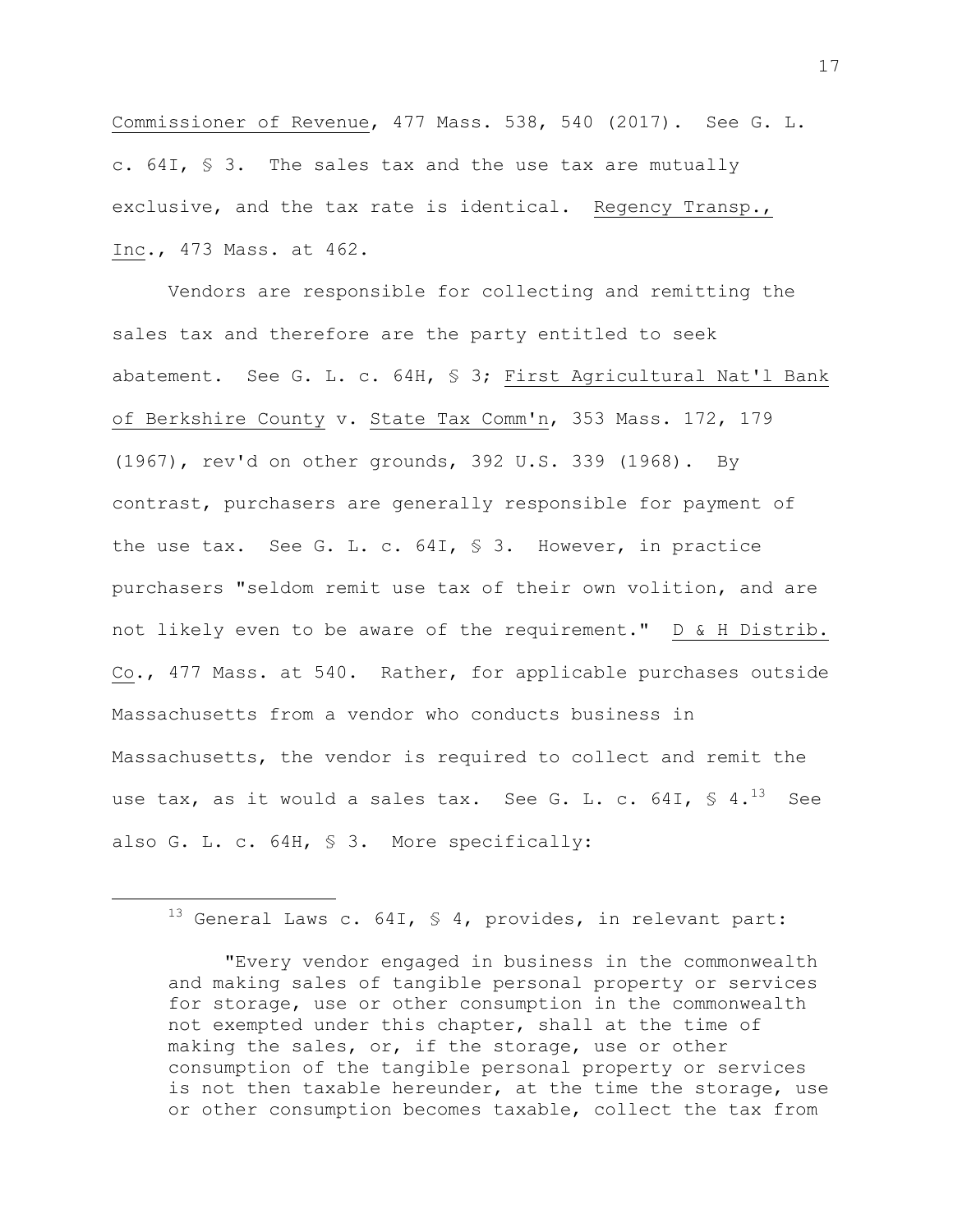Commissioner of Revenue, 477 Mass. 538, 540 (2017). See G. L. c. 64I, § 3. The sales tax and the use tax are mutually exclusive, and the tax rate is identical. Regency Transp., Inc., 473 Mass. at 462.

Vendors are responsible for collecting and remitting the sales tax and therefore are the party entitled to seek abatement. See G. L. c. 64H, § 3; First Agricultural Nat'l Bank of Berkshire County v. State Tax Comm'n, 353 Mass. 172, 179 (1967), rev'd on other grounds, 392 U.S. 339 (1968). By contrast, purchasers are generally responsible for payment of the use tax. See G. L. c. 64I, § 3. However, in practice purchasers "seldom remit use tax of their own volition, and are not likely even to be aware of the requirement." D & H Distrib. Co., 477 Mass. at 540. Rather, for applicable purchases outside Massachusetts from a vendor who conducts business in Massachusetts, the vendor is required to collect and remit the use tax, as it would a sales tax. See G. L. c. 64I, § 4.[13] See also G. L. c. 64H, § 3. More specifically:

---

[13] General Laws c. 64I, § 4, provides, in relevant part:

> "Every vendor engaged in business in the commonwealth and making sales of tangible personal property or services for storage, use or other consumption in the commonwealth not exempted under this chapter, shall at the time of making the sales, or, if the storage, use or other consumption of the tangible personal property or services is not then taxable hereunder, at the time the storage, use or other consumption becomes taxable, collect the tax from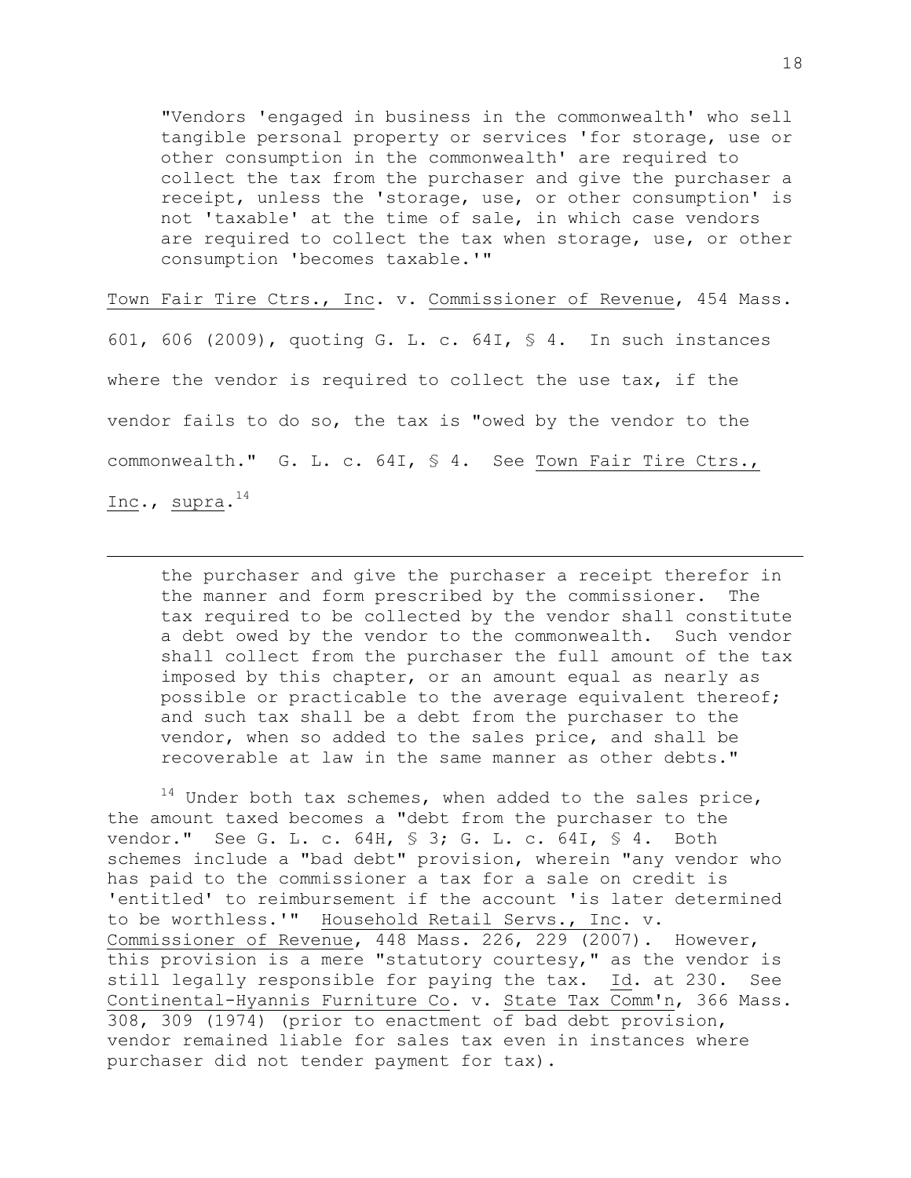> "Vendors 'engaged in business in the commonwealth' who sell tangible personal property or services 'for storage, use or other consumption in the commonwealth' are required to collect the tax from the purchaser and give the purchaser a receipt, unless the 'storage, use, or other consumption' is not 'taxable' at the time of sale, in which case vendors are required to collect the tax when storage, use, or other consumption 'becomes taxable.'"

Town Fair Tire Ctrs., Inc. v. Commissioner of Revenue, 454 Mass. 601, 606 (2009), quoting G. L. c. 64I, § 4. In such instances where the vendor is required to collect the use tax, if the vendor fails to do so, the tax is "owed by the vendor to the commonwealth." G. L. c. 64I, § 4. See Town Fair Tire Ctrs., Inc., supra.[14]

---

> the purchaser and give the purchaser a receipt therefor in the manner and form prescribed by the commissioner. The tax required to be collected by the vendor shall constitute a debt owed by the vendor to the commonwealth. Such vendor shall collect from the purchaser the full amount of the tax imposed by this chapter, or an amount equal as nearly as possible or practicable to the average equivalent thereof; and such tax shall be a debt from the purchaser to the vendor, when so added to the sales price, and shall be recoverable at law in the same manner as other debts."

[14] Under both tax schemes, when added to the sales price, the amount taxed becomes a "debt from the purchaser to the vendor." See G. L. c. 64H, § 3; G. L. c. 64I, § 4. Both schemes include a "bad debt" provision, wherein "any vendor who has paid to the commissioner a tax for a sale on credit is 'entitled' to reimbursement if the account 'is later determined to be worthless.'" Household Retail Servs., Inc. v. Commissioner of Revenue, 448 Mass. 226, 229 (2007). However, this provision is a mere "statutory courtesy," as the vendor is still legally responsible for paying the tax. Id. at 230. See Continental-Hyannis Furniture Co. v. State Tax Comm'n, 366 Mass. 308, 309 (1974) (prior to enactment of bad debt provision, vendor remained liable for sales tax even in instances where purchaser did not tender payment for tax).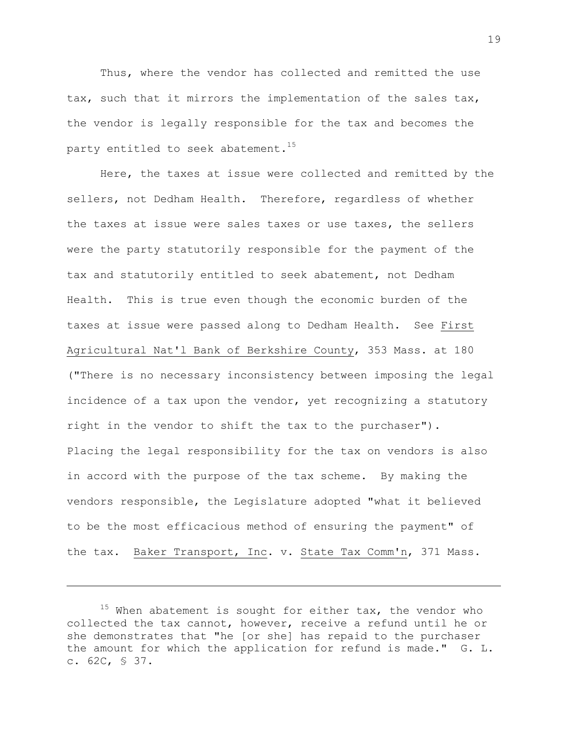Thus, where the vendor has collected and remitted the use tax, such that it mirrors the implementation of the sales tax, the vendor is legally responsible for the tax and becomes the party entitled to seek abatement.[15]

Here, the taxes at issue were collected and remitted by the sellers, not Dedham Health. Therefore, regardless of whether the taxes at issue were sales taxes or use taxes, the sellers were the party statutorily responsible for the payment of the tax and statutorily entitled to seek abatement, not Dedham Health. This is true even though the economic burden of the taxes at issue were passed along to Dedham Health. See First Agricultural Nat'l Bank of Berkshire County, 353 Mass. at 180 ("There is no necessary inconsistency between imposing the legal incidence of a tax upon the vendor, yet recognizing a statutory right in the vendor to shift the tax to the purchaser"). Placing the legal responsibility for the tax on vendors is also in accord with the purpose of the tax scheme. By making the vendors responsible, the Legislature adopted "what it believed to be the most efficacious method of ensuring the payment" of the tax. Baker Transport, Inc. v. State Tax Comm'n, 371 Mass.

---

[15] When abatement is sought for either tax, the vendor who collected the tax cannot, however, receive a refund until he or she demonstrates that "he [or she] has repaid to the purchaser the amount for which the application for refund is made." G. L. c. 62C, § 37.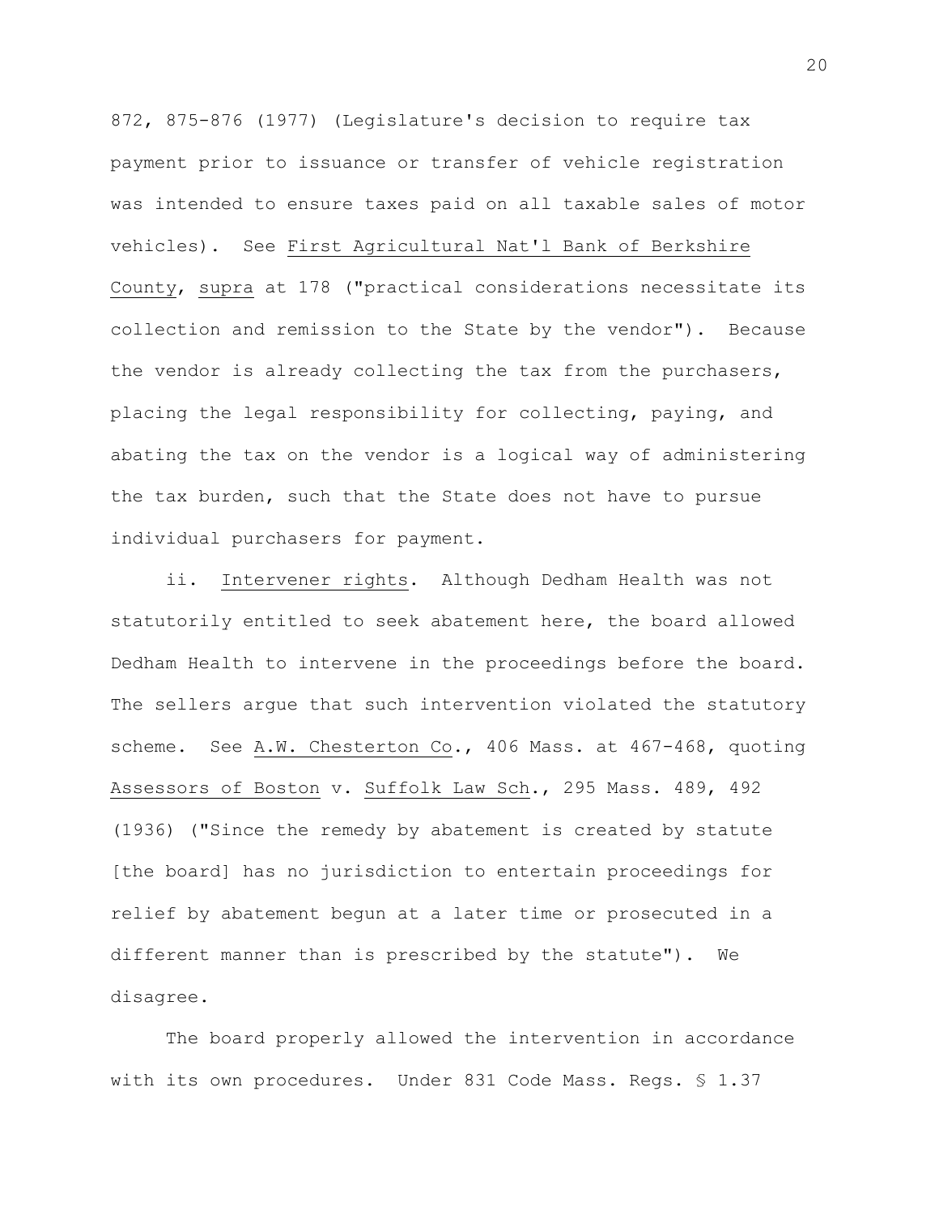872, 875-876 (1977) (Legislature's decision to require tax payment prior to issuance or transfer of vehicle registration was intended to ensure taxes paid on all taxable sales of motor vehicles). See First Agricultural Nat'l Bank of Berkshire County, supra at 178 ("practical considerations necessitate its collection and remission to the State by the vendor"). Because the vendor is already collecting the tax from the purchasers, placing the legal responsibility for collecting, paying, and abating the tax on the vendor is a logical way of administering the tax burden, such that the State does not have to pursue individual purchasers for payment.

ii. Intervener rights. Although Dedham Health was not statutorily entitled to seek abatement here, the board allowed Dedham Health to intervene in the proceedings before the board. The sellers argue that such intervention violated the statutory scheme. See A.W. Chesterton Co., 406 Mass. at 467-468, quoting Assessors of Boston v. Suffolk Law Sch., 295 Mass. 489, 492 (1936) ("Since the remedy by abatement is created by statute [the board] has no jurisdiction to entertain proceedings for relief by abatement begun at a later time or prosecuted in a different manner than is prescribed by the statute"). We disagree.

The board properly allowed the intervention in accordance with its own procedures. Under 831 Code Mass. Regs. § 1.37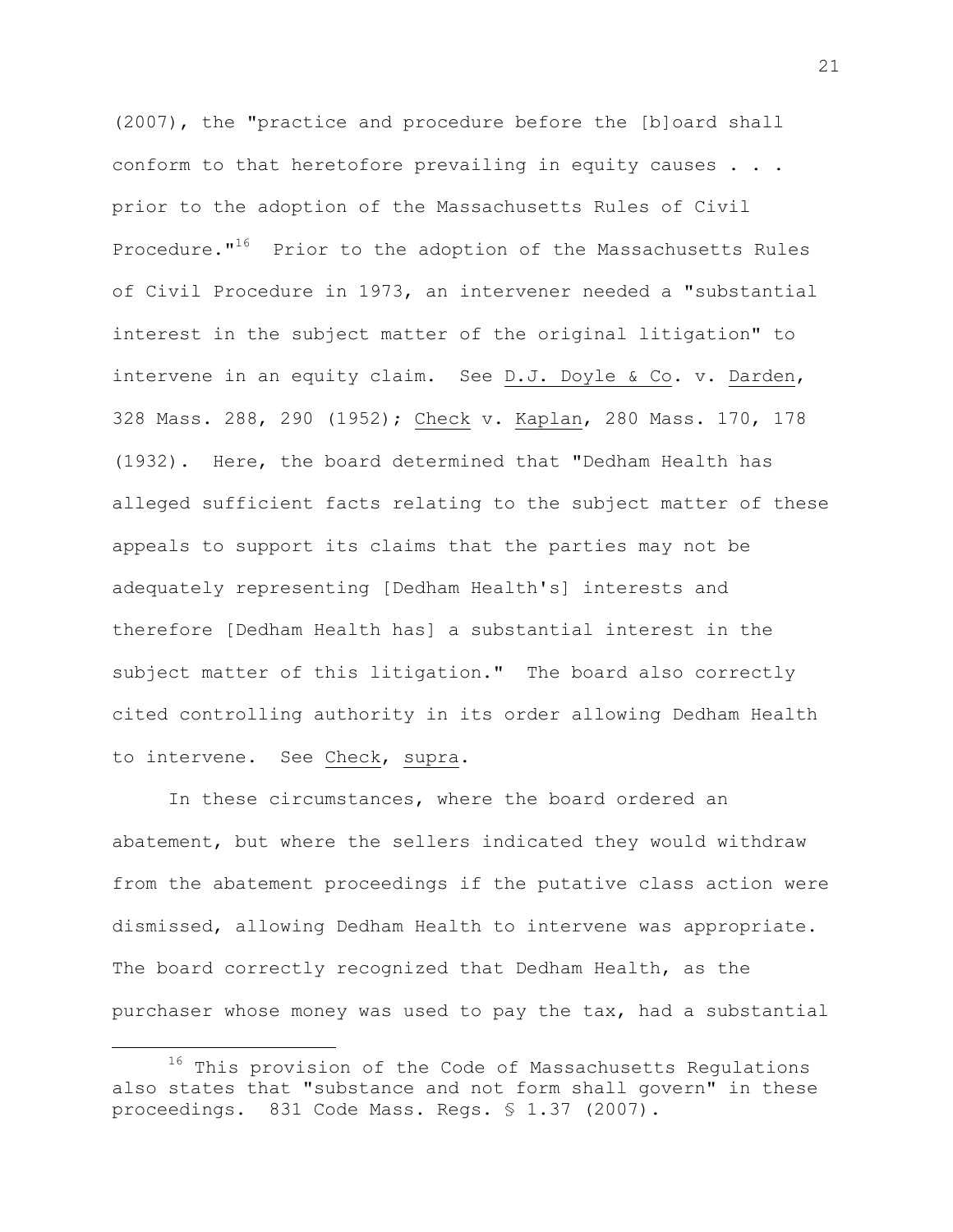(2007), the "practice and procedure before the [b]oard shall conform to that heretofore prevailing in equity causes . . . prior to the adoption of the Massachusetts Rules of Civil Procedure."[16] Prior to the adoption of the Massachusetts Rules of Civil Procedure in 1973, an intervener needed a "substantial interest in the subject matter of the original litigation" to intervene in an equity claim. See D.J. Doyle & Co. v. Darden, 328 Mass. 288, 290 (1952); Check v. Kaplan, 280 Mass. 170, 178 (1932). Here, the board determined that "Dedham Health has alleged sufficient facts relating to the subject matter of these appeals to support its claims that the parties may not be adequately representing [Dedham Health's] interests and therefore [Dedham Health has] a substantial interest in the subject matter of this litigation." The board also correctly cited controlling authority in its order allowing Dedham Health to intervene. See Check, supra.

In these circumstances, where the board ordered an abatement, but where the sellers indicated they would withdraw from the abatement proceedings if the putative class action were dismissed, allowing Dedham Health to intervene was appropriate. The board correctly recognized that Dedham Health, as the purchaser whose money was used to pay the tax, had a substantial

---

[16] This provision of the Code of Massachusetts Regulations also states that "substance and not form shall govern" in these proceedings. 831 Code Mass. Regs. § 1.37 (2007).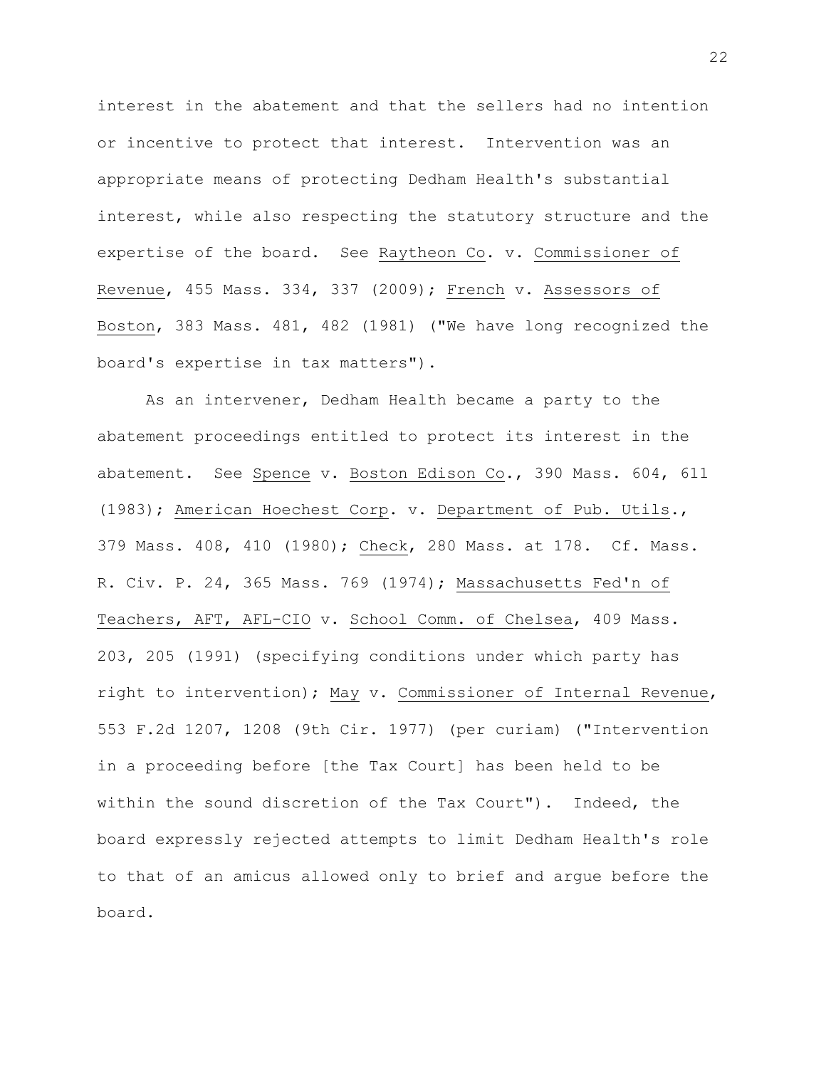interest in the abatement and that the sellers had no intention or incentive to protect that interest. Intervention was an appropriate means of protecting Dedham Health's substantial interest, while also respecting the statutory structure and the expertise of the board. See Raytheon Co. v. Commissioner of Revenue, 455 Mass. 334, 337 (2009); French v. Assessors of Boston, 383 Mass. 481, 482 (1981) ("We have long recognized the board's expertise in tax matters").

As an intervener, Dedham Health became a party to the abatement proceedings entitled to protect its interest in the abatement. See Spence v. Boston Edison Co., 390 Mass. 604, 611 (1983); American Hoechest Corp. v. Department of Pub. Utils., 379 Mass. 408, 410 (1980); Check, 280 Mass. at 178. Cf. Mass. R. Civ. P. 24, 365 Mass. 769 (1974); Massachusetts Fed'n of Teachers, AFT, AFL-CIO v. School Comm. of Chelsea, 409 Mass. 203, 205 (1991) (specifying conditions under which party has right to intervention); May v. Commissioner of Internal Revenue, 553 F.2d 1207, 1208 (9th Cir. 1977) (per curiam) ("Intervention in a proceeding before [the Tax Court] has been held to be within the sound discretion of the Tax Court"). Indeed, the board expressly rejected attempts to limit Dedham Health's role to that of an amicus allowed only to brief and argue before the board.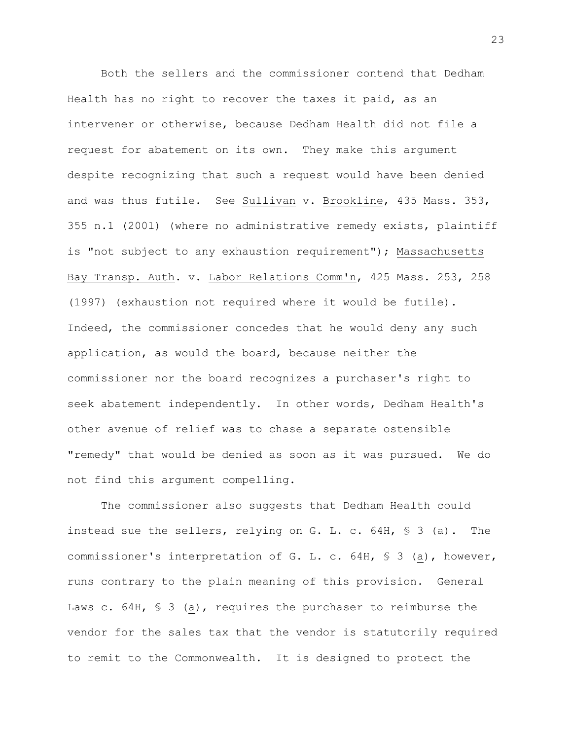Both the sellers and the commissioner contend that Dedham Health has no right to recover the taxes it paid, as an intervener or otherwise, because Dedham Health did not file a request for abatement on its own. They make this argument despite recognizing that such a request would have been denied and was thus futile. See Sullivan v. Brookline, 435 Mass. 353, 355 n.1 (2001) (where no administrative remedy exists, plaintiff is "not subject to any exhaustion requirement"); Massachusetts Bay Transp. Auth. v. Labor Relations Comm'n, 425 Mass. 253, 258 (1997) (exhaustion not required where it would be futile). Indeed, the commissioner concedes that he would deny any such application, as would the board, because neither the commissioner nor the board recognizes a purchaser's right to seek abatement independently. In other words, Dedham Health's other avenue of relief was to chase a separate ostensible "remedy" that would be denied as soon as it was pursued. We do not find this argument compelling.

The commissioner also suggests that Dedham Health could instead sue the sellers, relying on G. L. c. 64H, § 3 (a). The commissioner's interpretation of G. L. c. 64H, § 3 (a), however, runs contrary to the plain meaning of this provision. General Laws c. 64H, § 3 (a), requires the purchaser to reimburse the vendor for the sales tax that the vendor is statutorily required to remit to the Commonwealth. It is designed to protect the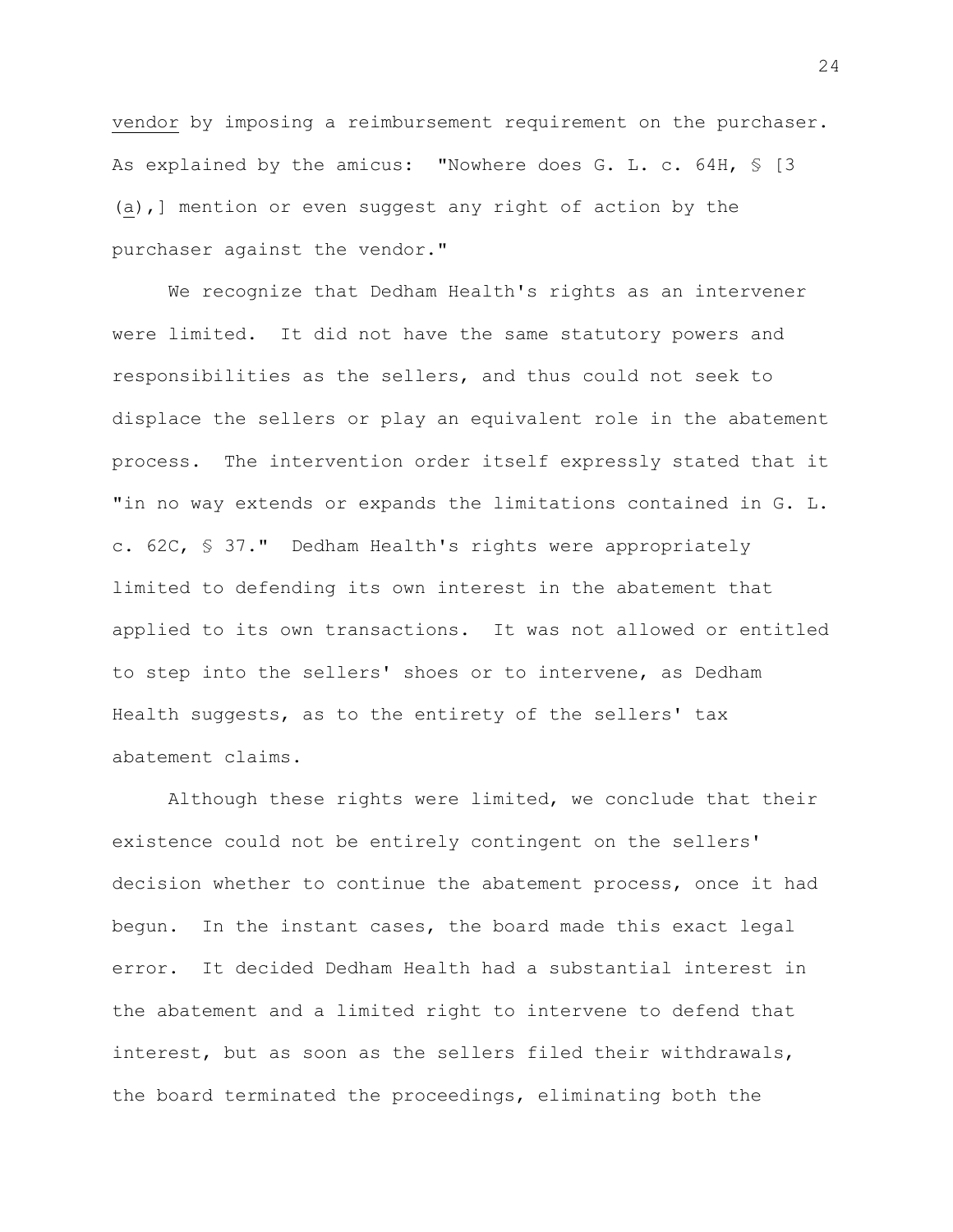vendor by imposing a reimbursement requirement on the purchaser. As explained by the amicus: "Nowhere does G. L. c. 64H, § [3 (a),] mention or even suggest any right of action by the purchaser against the vendor."

We recognize that Dedham Health's rights as an intervener were limited. It did not have the same statutory powers and responsibilities as the sellers, and thus could not seek to displace the sellers or play an equivalent role in the abatement process. The intervention order itself expressly stated that it "in no way extends or expands the limitations contained in G. L. c. 62C, § 37." Dedham Health's rights were appropriately limited to defending its own interest in the abatement that applied to its own transactions. It was not allowed or entitled to step into the sellers' shoes or to intervene, as Dedham Health suggests, as to the entirety of the sellers' tax abatement claims.

Although these rights were limited, we conclude that their existence could not be entirely contingent on the sellers' decision whether to continue the abatement process, once it had begun. In the instant cases, the board made this exact legal error. It decided Dedham Health had a substantial interest in the abatement and a limited right to intervene to defend that interest, but as soon as the sellers filed their withdrawals, the board terminated the proceedings, eliminating both the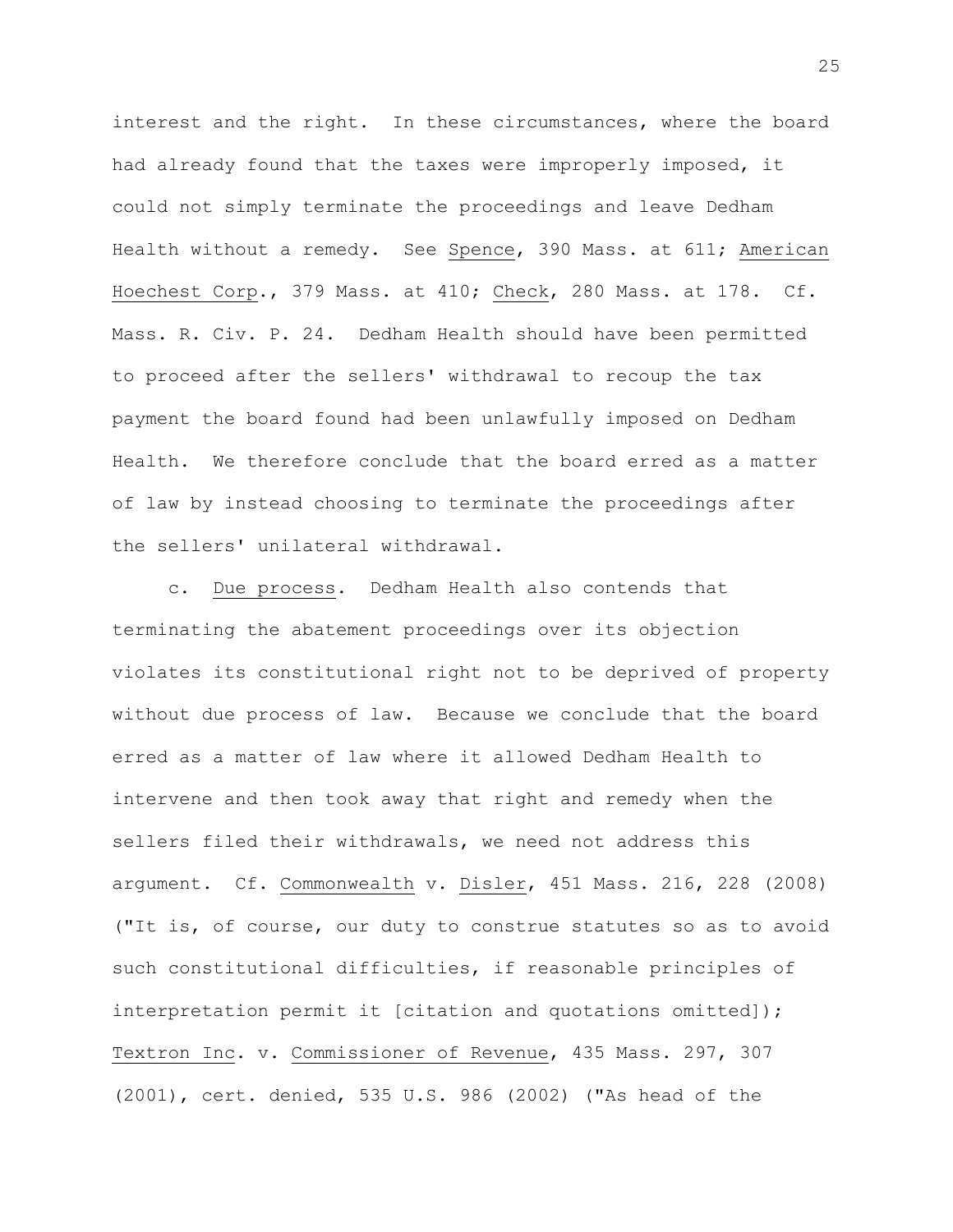interest and the right. In these circumstances, where the board had already found that the taxes were improperly imposed, it could not simply terminate the proceedings and leave Dedham Health without a remedy. See Spence, 390 Mass. at 611; American Hoechest Corp., 379 Mass. at 410; Check, 280 Mass. at 178. Cf. Mass. R. Civ. P. 24. Dedham Health should have been permitted to proceed after the sellers' withdrawal to recoup the tax payment the board found had been unlawfully imposed on Dedham Health. We therefore conclude that the board erred as a matter of law by instead choosing to terminate the proceedings after the sellers' unilateral withdrawal.

c. Due process. Dedham Health also contends that terminating the abatement proceedings over its objection violates its constitutional right not to be deprived of property without due process of law. Because we conclude that the board erred as a matter of law where it allowed Dedham Health to intervene and then took away that right and remedy when the sellers filed their withdrawals, we need not address this argument. Cf. Commonwealth v. Disler, 451 Mass. 216, 228 (2008) ("It is, of course, our duty to construe statutes so as to avoid such constitutional difficulties, if reasonable principles of interpretation permit it [citation and quotations omitted]); Textron Inc. v. Commissioner of Revenue, 435 Mass. 297, 307 (2001), cert. denied, 535 U.S. 986 (2002) ("As head of the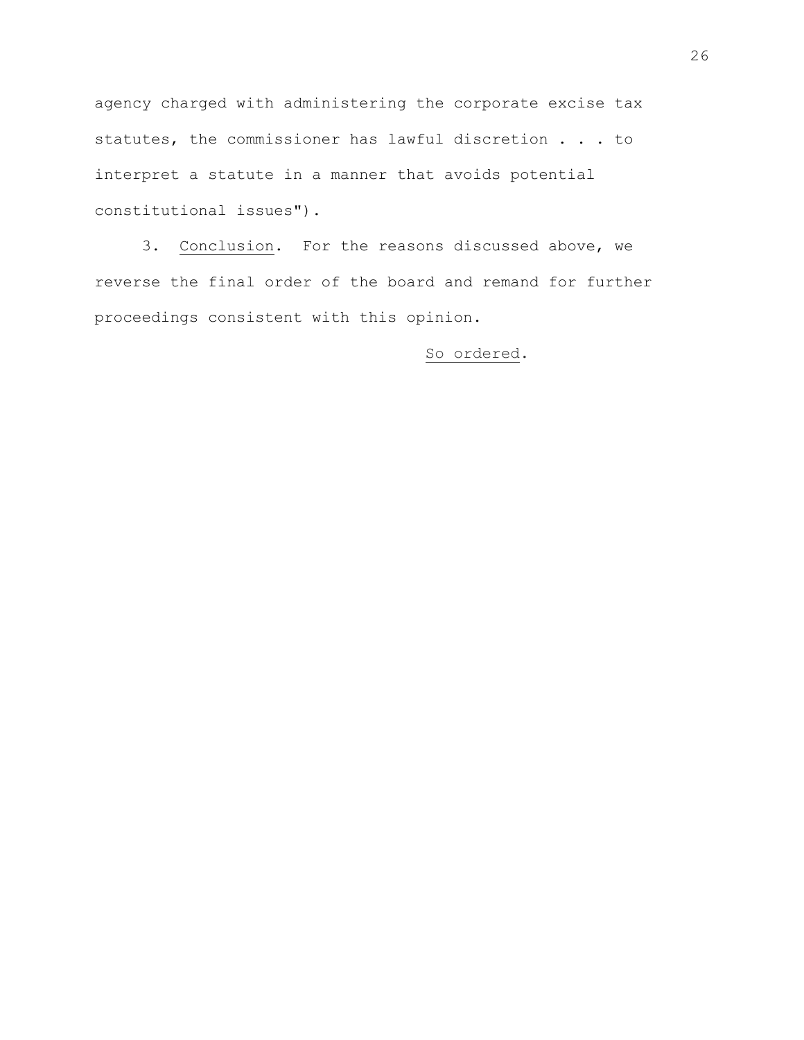agency charged with administering the corporate excise tax statutes, the commissioner has lawful discretion . . . to interpret a statute in a manner that avoids potential constitutional issues").

3. _Conclusion_. For the reasons discussed above, we reverse the final order of the board and remand for further proceedings consistent with this opinion.

_So ordered_.